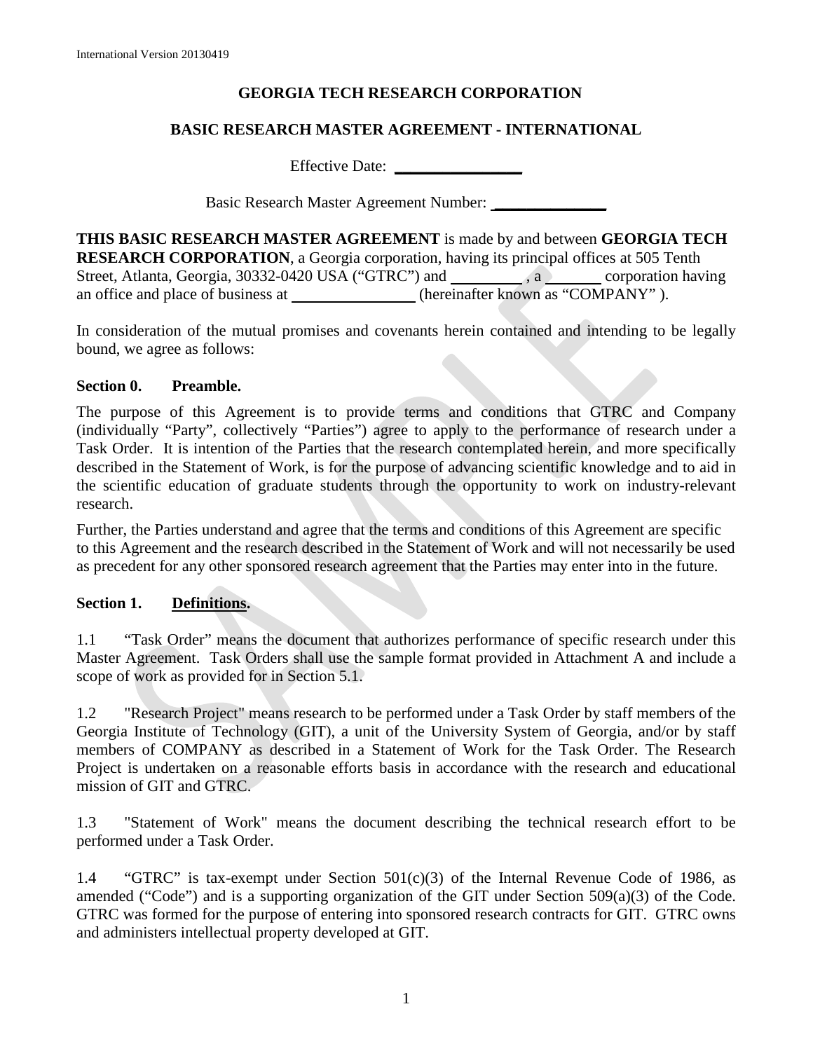# GEORGIA TECH RESEARCH CORPORATION

## BASIC RESEARCH MASTER AGREEMENT - INTERNATIONAL

Effective Date: ________________

Basic Research Master Agreement Number: ______________

**THIS BASIC RESEARCH MASTER AGREEMENT** is made by and between **GEORGIA TECH RESEARCH CORPORATION**, a Georgia corporation, having its principal offices at 505 Tenth Street, Atlanta, Georgia, 30332-0420 USA ("GTRC") and _________ , a _______ corporation having an office and place of business at ________________ (hereinafter known as "COMPANY" ).

In consideration of the mutual promises and covenants herein contained and intending to be legally bound, we agree as follows:

**Section 0. Preamble.**

The purpose of this Agreement is to provide terms and conditions that GTRC and Company (individually "Party", collectively "Parties") agree to apply to the performance of research under a Task Order. It is intention of the Parties that the research contemplated herein, and more specifically described in the Statement of Work, is for the purpose of advancing scientific knowledge and to aid in the scientific education of graduate students through the opportunity to work on industry-relevant research.

Further, the Parties understand and agree that the terms and conditions of this Agreement are specific to this Agreement and the research described in the Statement of Work and will not necessarily be used as precedent for any other sponsored research agreement that the Parties may enter into in the future.

**Section 1. Definitions.**

1.1 "Task Order" means the document that authorizes performance of specific research under this Master Agreement. Task Orders shall use the sample format provided in Attachment A and include a scope of work as provided for in Section 5.1.

1.2 "Research Project" means research to be performed under a Task Order by staff members of the Georgia Institute of Technology (GIT), a unit of the University System of Georgia, and/or by staff members of COMPANY as described in a Statement of Work for the Task Order. The Research Project is undertaken on a reasonable efforts basis in accordance with the research and educational mission of GIT and GTRC.

1.3 "Statement of Work" means the document describing the technical research effort to be performed under a Task Order.

1.4 "GTRC" is tax-exempt under Section 501(c)(3) of the Internal Revenue Code of 1986, as amended ("Code") and is a supporting organization of the GIT under Section 509(a)(3) of the Code. GTRC was formed for the purpose of entering into sponsored research contracts for GIT. GTRC owns and administers intellectual property developed at GIT.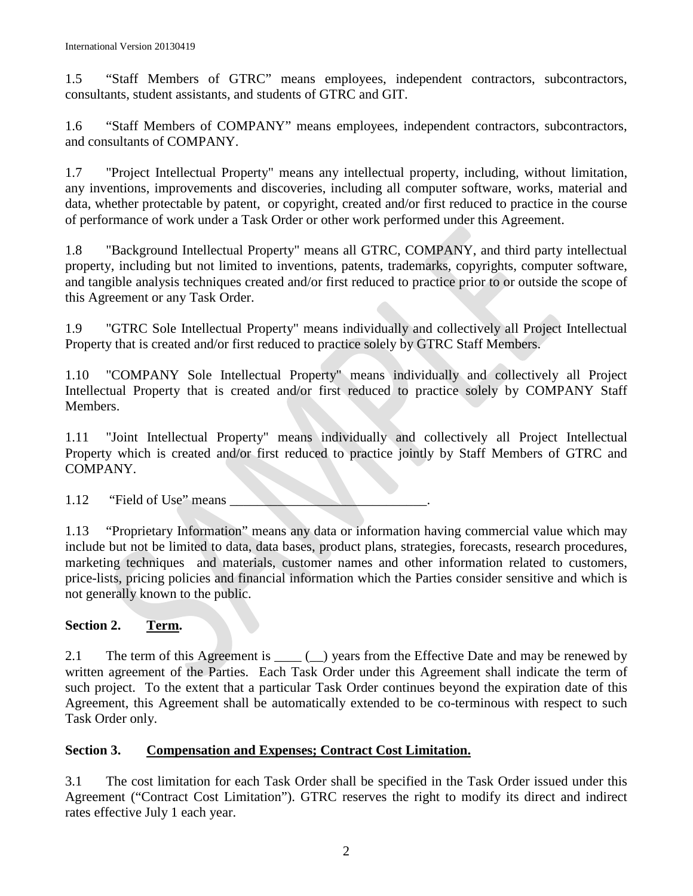1.5 "Staff Members of GTRC" means employees, independent contractors, subcontractors, consultants, student assistants, and students of GTRC and GIT.

1.6 "Staff Members of COMPANY" means employees, independent contractors, subcontractors, and consultants of COMPANY.

1.7 "Project Intellectual Property" means any intellectual property, including, without limitation, any inventions, improvements and discoveries, including all computer software, works, material and data, whether protectable by patent, or copyright, created and/or first reduced to practice in the course of performance of work under a Task Order or other work performed under this Agreement.

1.8 "Background Intellectual Property" means all GTRC, COMPANY, and third party intellectual property, including but not limited to inventions, patents, trademarks, copyrights, computer software, and tangible analysis techniques created and/or first reduced to practice prior to or outside the scope of this Agreement or any Task Order.

1.9 "GTRC Sole Intellectual Property" means individually and collectively all Project Intellectual Property that is created and/or first reduced to practice solely by GTRC Staff Members.

1.10 "COMPANY Sole Intellectual Property" means individually and collectively all Project Intellectual Property that is created and/or first reduced to practice solely by COMPANY Staff Members.

1.11 "Joint Intellectual Property" means individually and collectively all Project Intellectual Property which is created and/or first reduced to practice jointly by Staff Members of GTRC and COMPANY.

1.12 "Field of Use" means _____________________________.

1.13 "Proprietary Information" means any data or information having commercial value which may include but not be limited to data, data bases, product plans, strategies, forecasts, research procedures, marketing techniques and materials, customer names and other information related to customers, price-lists, pricing policies and financial information which the Parties consider sensitive and which is not generally known to the public.

## Section 2. Term.

2.1 The term of this Agreement is ____ (__) years from the Effective Date and may be renewed by written agreement of the Parties. Each Task Order under this Agreement shall indicate the term of such project. To the extent that a particular Task Order continues beyond the expiration date of this Agreement, this Agreement shall be automatically extended to be co-terminous with respect to such Task Order only.

## Section 3. Compensation and Expenses; Contract Cost Limitation.

3.1 The cost limitation for each Task Order shall be specified in the Task Order issued under this Agreement ("Contract Cost Limitation"). GTRC reserves the right to modify its direct and indirect rates effective July 1 each year.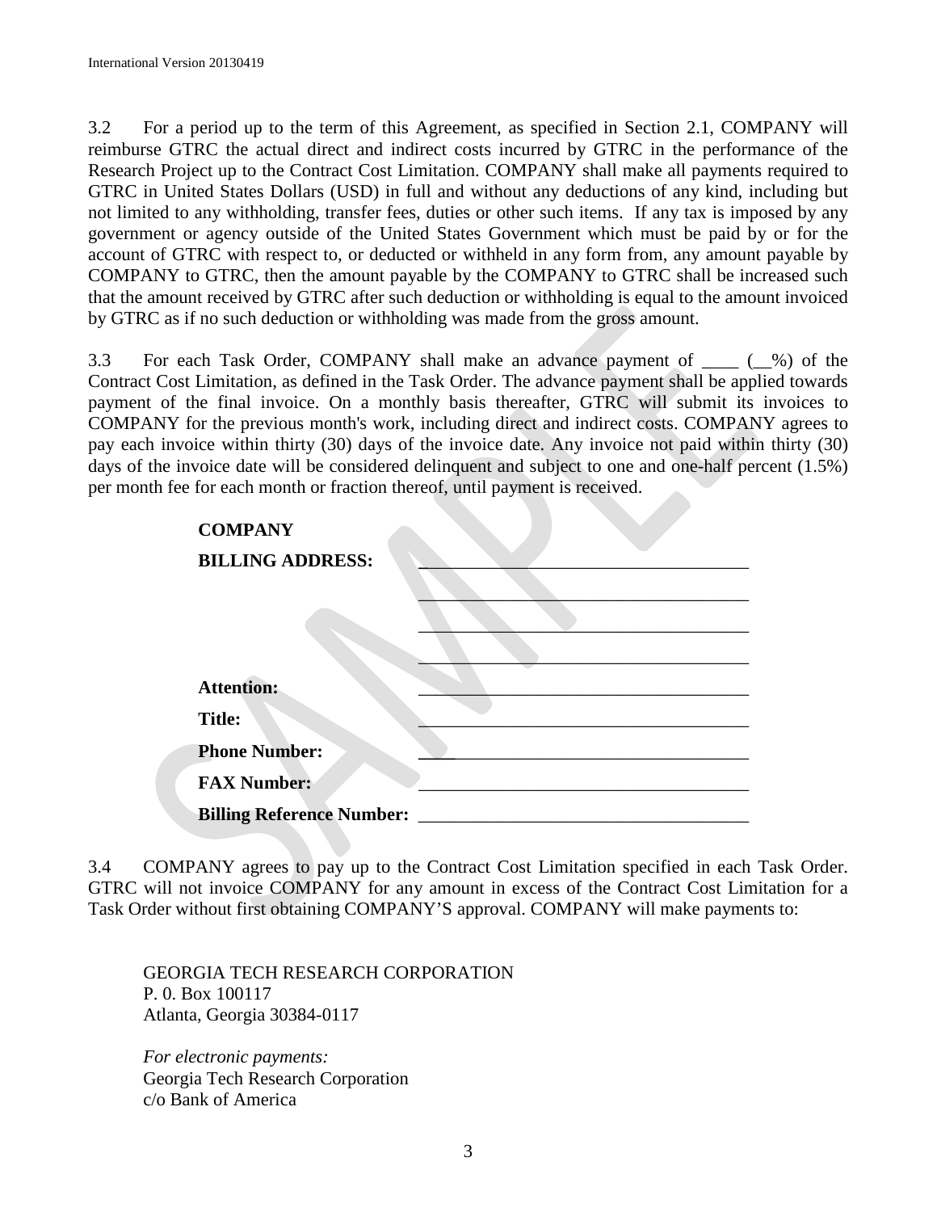3.2 For a period up to the term of this Agreement, as specified in Section 2.1, COMPANY will reimburse GTRC the actual direct and indirect costs incurred by GTRC in the performance of the Research Project up to the Contract Cost Limitation. COMPANY shall make all payments required to GTRC in United States Dollars (USD) in full and without any deductions of any kind, including but not limited to any withholding, transfer fees, duties or other such items. If any tax is imposed by any government or agency outside of the United States Government which must be paid by or for the account of GTRC with respect to, or deducted or withheld in any form from, any amount payable by COMPANY to GTRC, then the amount payable by the COMPANY to GTRC shall be increased such that the amount received by GTRC after such deduction or withholding is equal to the amount invoiced by GTRC as if no such deduction or withholding was made from the gross amount.

3.3 For each Task Order, COMPANY shall make an advance payment of ____ (__%) of the Contract Cost Limitation, as defined in the Task Order. The advance payment shall be applied towards payment of the final invoice. On a monthly basis thereafter, GTRC will submit its invoices to COMPANY for the previous month's work, including direct and indirect costs. COMPANY agrees to pay each invoice within thirty (30) days of the invoice date. Any invoice not paid within thirty (30) days of the invoice date will be considered delinquent and subject to one and one-half percent (1.5%) per month fee for each month or fraction thereof, until payment is received.

**COMPANY**

**BILLING ADDRESS:** ___________________________________

___________________________________

___________________________________

___________________________________

**Attention:** ___________________________________

**Title:** ___________________________________

**Phone Number:** ___________________________________

**FAX Number:** ___________________________________

**Billing Reference Number:** ___________________________________

3.4 COMPANY agrees to pay up to the Contract Cost Limitation specified in each Task Order. GTRC will not invoice COMPANY for any amount in excess of the Contract Cost Limitation for a Task Order without first obtaining COMPANY'S approval. COMPANY will make payments to:

GEORGIA TECH RESEARCH CORPORATION
P. 0. Box 100117
Atlanta, Georgia 30384-0117

*For electronic payments:*
Georgia Tech Research Corporation
c/o Bank of America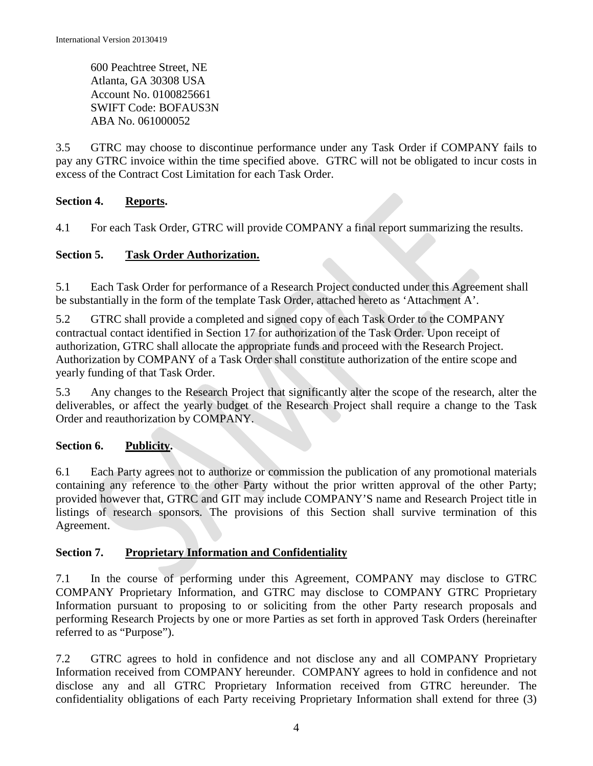600 Peachtree Street, NE
Atlanta, GA 30308 USA
Account No. 0100825661
SWIFT Code: BOFAUS3N
ABA No. 061000052

3.5 GTRC may choose to discontinue performance under any Task Order if COMPANY fails to pay any GTRC invoice within the time specified above. GTRC will not be obligated to incur costs in excess of the Contract Cost Limitation for each Task Order.

## Section 4. Reports.

4.1 For each Task Order, GTRC will provide COMPANY a final report summarizing the results.

## Section 5. Task Order Authorization.

5.1 Each Task Order for performance of a Research Project conducted under this Agreement shall be substantially in the form of the template Task Order, attached hereto as 'Attachment A'.

5.2 GTRC shall provide a completed and signed copy of each Task Order to the COMPANY contractual contact identified in Section 17 for authorization of the Task Order. Upon receipt of authorization, GTRC shall allocate the appropriate funds and proceed with the Research Project. Authorization by COMPANY of a Task Order shall constitute authorization of the entire scope and yearly funding of that Task Order.

5.3 Any changes to the Research Project that significantly alter the scope of the research, alter the deliverables, or affect the yearly budget of the Research Project shall require a change to the Task Order and reauthorization by COMPANY.

## Section 6. Publicity.

6.1 Each Party agrees not to authorize or commission the publication of any promotional materials containing any reference to the other Party without the prior written approval of the other Party; provided however that, GTRC and GIT may include COMPANY'S name and Research Project title in listings of research sponsors. The provisions of this Section shall survive termination of this Agreement.

## Section 7. Proprietary Information and Confidentiality

7.1 In the course of performing under this Agreement, COMPANY may disclose to GTRC COMPANY Proprietary Information, and GTRC may disclose to COMPANY GTRC Proprietary Information pursuant to proposing to or soliciting from the other Party research proposals and performing Research Projects by one or more Parties as set forth in approved Task Orders (hereinafter referred to as "Purpose").

7.2 GTRC agrees to hold in confidence and not disclose any and all COMPANY Proprietary Information received from COMPANY hereunder. COMPANY agrees to hold in confidence and not disclose any and all GTRC Proprietary Information received from GTRC hereunder. The confidentiality obligations of each Party receiving Proprietary Information shall extend for three (3)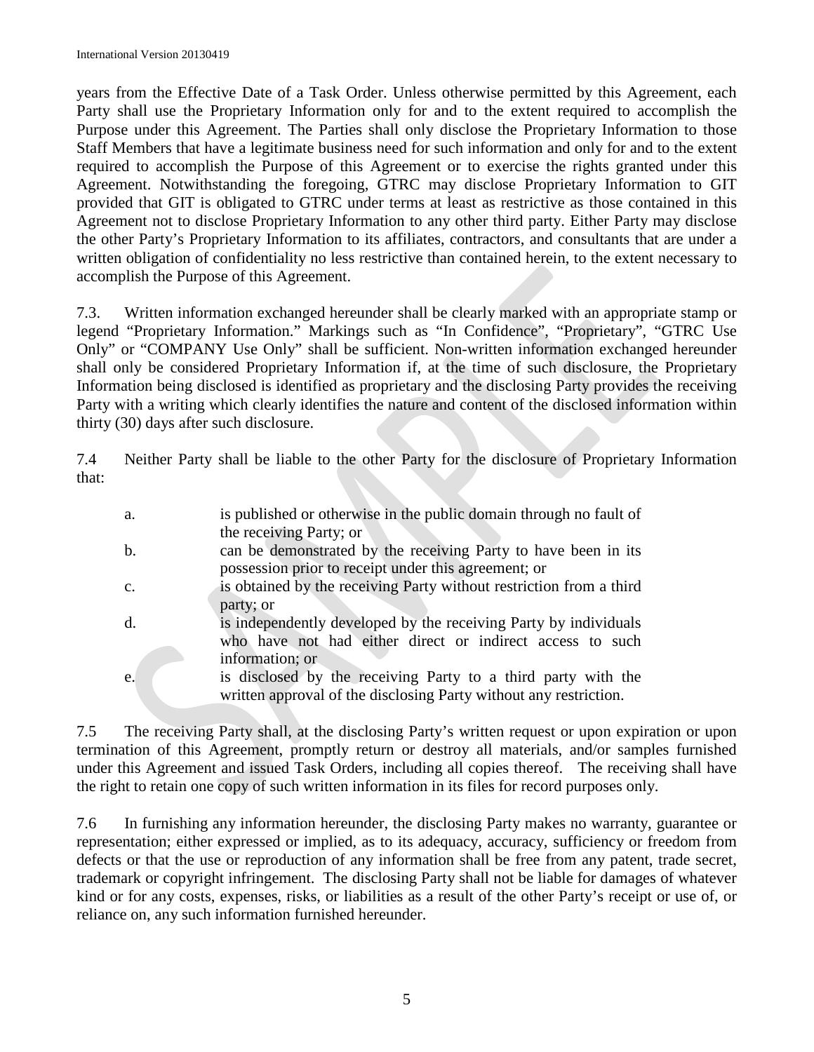years from the Effective Date of a Task Order. Unless otherwise permitted by this Agreement, each Party shall use the Proprietary Information only for and to the extent required to accomplish the Purpose under this Agreement. The Parties shall only disclose the Proprietary Information to those Staff Members that have a legitimate business need for such information and only for and to the extent required to accomplish the Purpose of this Agreement or to exercise the rights granted under this Agreement. Notwithstanding the foregoing, GTRC may disclose Proprietary Information to GIT provided that GIT is obligated to GTRC under terms at least as restrictive as those contained in this Agreement not to disclose Proprietary Information to any other third party. Either Party may disclose the other Party's Proprietary Information to its affiliates, contractors, and consultants that are under a written obligation of confidentiality no less restrictive than contained herein, to the extent necessary to accomplish the Purpose of this Agreement.

7.3. Written information exchanged hereunder shall be clearly marked with an appropriate stamp or legend "Proprietary Information." Markings such as "In Confidence", "Proprietary", "GTRC Use Only" or "COMPANY Use Only" shall be sufficient. Non-written information exchanged hereunder shall only be considered Proprietary Information if, at the time of such disclosure, the Proprietary Information being disclosed is identified as proprietary and the disclosing Party provides the receiving Party with a writing which clearly identifies the nature and content of the disclosed information within thirty (30) days after such disclosure.

7.4 Neither Party shall be liable to the other Party for the disclosure of Proprietary Information that:

a. is published or otherwise in the public domain through no fault of the receiving Party; or

b. can be demonstrated by the receiving Party to have been in its possession prior to receipt under this agreement; or

c. is obtained by the receiving Party without restriction from a third party; or

d. is independently developed by the receiving Party by individuals who have not had either direct or indirect access to such information; or

e. is disclosed by the receiving Party to a third party with the written approval of the disclosing Party without any restriction.

7.5 The receiving Party shall, at the disclosing Party's written request or upon expiration or upon termination of this Agreement, promptly return or destroy all materials, and/or samples furnished under this Agreement and issued Task Orders, including all copies thereof. The receiving shall have the right to retain one copy of such written information in its files for record purposes only.

7.6 In furnishing any information hereunder, the disclosing Party makes no warranty, guarantee or representation; either expressed or implied, as to its adequacy, accuracy, sufficiency or freedom from defects or that the use or reproduction of any information shall be free from any patent, trade secret, trademark or copyright infringement. The disclosing Party shall not be liable for damages of whatever kind or for any costs, expenses, risks, or liabilities as a result of the other Party's receipt or use of, or reliance on, any such information furnished hereunder.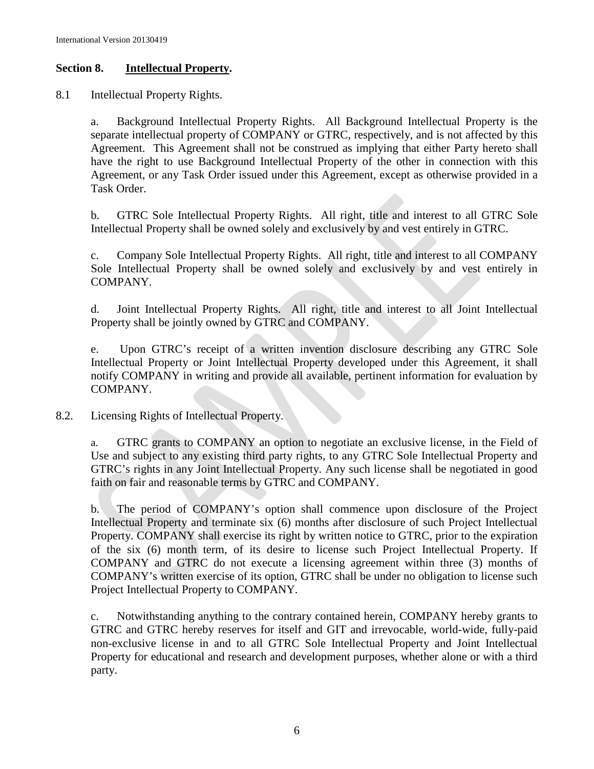## Section 8. Intellectual Property.

8.1 Intellectual Property Rights.

a. Background Intellectual Property Rights. All Background Intellectual Property is the separate intellectual property of COMPANY or GTRC, respectively, and is not affected by this Agreement. This Agreement shall not be construed as implying that either Party hereto shall have the right to use Background Intellectual Property of the other in connection with this Agreement, or any Task Order issued under this Agreement, except as otherwise provided in a Task Order.

b. GTRC Sole Intellectual Property Rights. All right, title and interest to all GTRC Sole Intellectual Property shall be owned solely and exclusively by and vest entirely in GTRC.

c. Company Sole Intellectual Property Rights. All right, title and interest to all COMPANY Sole Intellectual Property shall be owned solely and exclusively by and vest entirely in COMPANY.

d. Joint Intellectual Property Rights. All right, title and interest to all Joint Intellectual Property shall be jointly owned by GTRC and COMPANY.

e. Upon GTRC's receipt of a written invention disclosure describing any GTRC Sole Intellectual Property or Joint Intellectual Property developed under this Agreement, it shall notify COMPANY in writing and provide all available, pertinent information for evaluation by COMPANY.

8.2. Licensing Rights of Intellectual Property.

a. GTRC grants to COMPANY an option to negotiate an exclusive license, in the Field of Use and subject to any existing third party rights, to any GTRC Sole Intellectual Property and GTRC's rights in any Joint Intellectual Property. Any such license shall be negotiated in good faith on fair and reasonable terms by GTRC and COMPANY.

b. The period of COMPANY's option shall commence upon disclosure of the Project Intellectual Property and terminate six (6) months after disclosure of such Project Intellectual Property. COMPANY shall exercise its right by written notice to GTRC, prior to the expiration of the six (6) month term, of its desire to license such Project Intellectual Property. If COMPANY and GTRC do not execute a licensing agreement within three (3) months of COMPANY's written exercise of its option, GTRC shall be under no obligation to license such Project Intellectual Property to COMPANY.

c. Notwithstanding anything to the contrary contained herein, COMPANY hereby grants to GTRC and GTRC hereby reserves for itself and GIT and irrevocable, world-wide, fully-paid non-exclusive license in and to all GTRC Sole Intellectual Property and Joint Intellectual Property for educational and research and development purposes, whether alone or with a third party.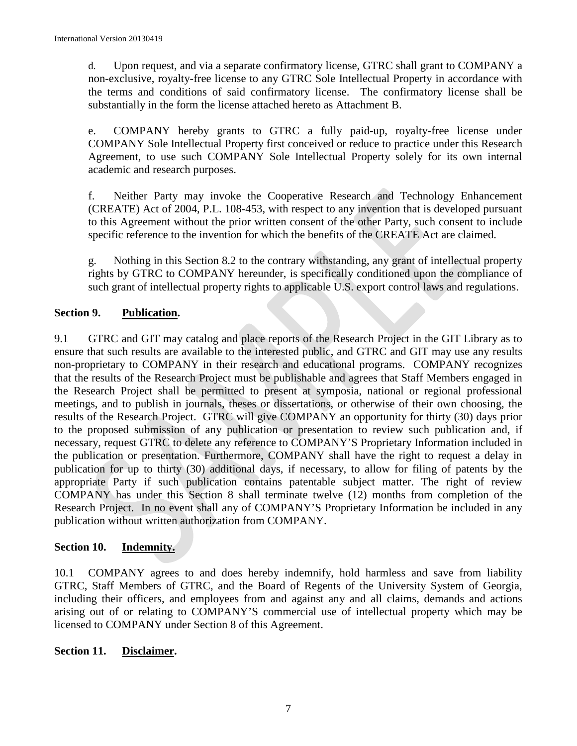d. Upon request, and via a separate confirmatory license, GTRC shall grant to COMPANY a non-exclusive, royalty-free license to any GTRC Sole Intellectual Property in accordance with the terms and conditions of said confirmatory license. The confirmatory license shall be substantially in the form the license attached hereto as Attachment B.

e. COMPANY hereby grants to GTRC a fully paid-up, royalty-free license under COMPANY Sole Intellectual Property first conceived or reduce to practice under this Research Agreement, to use such COMPANY Sole Intellectual Property solely for its own internal academic and research purposes.

f. Neither Party may invoke the Cooperative Research and Technology Enhancement (CREATE) Act of 2004, P.L. 108-453, with respect to any invention that is developed pursuant to this Agreement without the prior written consent of the other Party, such consent to include specific reference to the invention for which the benefits of the CREATE Act are claimed.

g. Nothing in this Section 8.2 to the contrary withstanding, any grant of intellectual property rights by GTRC to COMPANY hereunder, is specifically conditioned upon the compliance of such grant of intellectual property rights to applicable U.S. export control laws and regulations.

## Section 9. <u>Publication.</u>

9.1 GTRC and GIT may catalog and place reports of the Research Project in the GIT Library as to ensure that such results are available to the interested public, and GTRC and GIT may use any results non-proprietary to COMPANY in their research and educational programs. COMPANY recognizes that the results of the Research Project must be publishable and agrees that Staff Members engaged in the Research Project shall be permitted to present at symposia, national or regional professional meetings, and to publish in journals, theses or dissertations, or otherwise of their own choosing, the results of the Research Project. GTRC will give COMPANY an opportunity for thirty (30) days prior to the proposed submission of any publication or presentation to review such publication and, if necessary, request GTRC to delete any reference to COMPANY'S Proprietary Information included in the publication or presentation. Furthermore, COMPANY shall have the right to request a delay in publication for up to thirty (30) additional days, if necessary, to allow for filing of patents by the appropriate Party if such publication contains patentable subject matter. The right of review COMPANY has under this Section 8 shall terminate twelve (12) months from completion of the Research Project. In no event shall any of COMPANY'S Proprietary Information be included in any publication without written authorization from COMPANY.

## Section 10. <u>Indemnity.</u>

10.1 COMPANY agrees to and does hereby indemnify, hold harmless and save from liability GTRC, Staff Members of GTRC, and the Board of Regents of the University System of Georgia, including their officers, and employees from and against any and all claims, demands and actions arising out of or relating to COMPANY'S commercial use of intellectual property which may be licensed to COMPANY under Section 8 of this Agreement.

## Section 11. <u>Disclaimer.</u>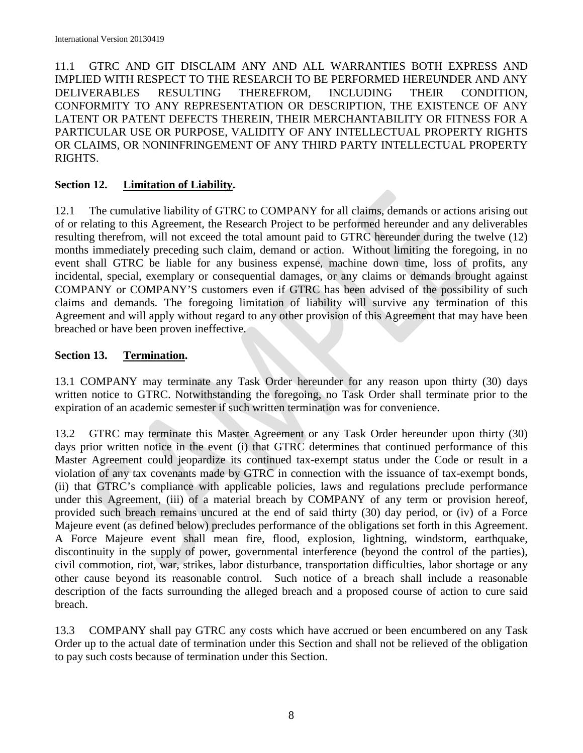11.1 GTRC AND GIT DISCLAIM ANY AND ALL WARRANTIES BOTH EXPRESS AND IMPLIED WITH RESPECT TO THE RESEARCH TO BE PERFORMED HEREUNDER AND ANY DELIVERABLES RESULTING THEREFROM, INCLUDING THEIR CONDITION, CONFORMITY TO ANY REPRESENTATION OR DESCRIPTION, THE EXISTENCE OF ANY LATENT OR PATENT DEFECTS THEREIN, THEIR MERCHANTABILITY OR FITNESS FOR A PARTICULAR USE OR PURPOSE, VALIDITY OF ANY INTELLECTUAL PROPERTY RIGHTS OR CLAIMS, OR NONINFRINGEMENT OF ANY THIRD PARTY INTELLECTUAL PROPERTY RIGHTS.

**Section 12. Limitation of Liability.**

12.1 The cumulative liability of GTRC to COMPANY for all claims, demands or actions arising out of or relating to this Agreement, the Research Project to be performed hereunder and any deliverables resulting therefrom, will not exceed the total amount paid to GTRC hereunder during the twelve (12) months immediately preceding such claim, demand or action. Without limiting the foregoing, in no event shall GTRC be liable for any business expense, machine down time, loss of profits, any incidental, special, exemplary or consequential damages, or any claims or demands brought against COMPANY or COMPANY'S customers even if GTRC has been advised of the possibility of such claims and demands. The foregoing limitation of liability will survive any termination of this Agreement and will apply without regard to any other provision of this Agreement that may have been breached or have been proven ineffective.

**Section 13. Termination.**

13.1 COMPANY may terminate any Task Order hereunder for any reason upon thirty (30) days written notice to GTRC. Notwithstanding the foregoing, no Task Order shall terminate prior to the expiration of an academic semester if such written termination was for convenience.

13.2 GTRC may terminate this Master Agreement or any Task Order hereunder upon thirty (30) days prior written notice in the event (i) that GTRC determines that continued performance of this Master Agreement could jeopardize its continued tax-exempt status under the Code or result in a violation of any tax covenants made by GTRC in connection with the issuance of tax-exempt bonds, (ii) that GTRC's compliance with applicable policies, laws and regulations preclude performance under this Agreement, (iii) of a material breach by COMPANY of any term or provision hereof, provided such breach remains uncured at the end of said thirty (30) day period, or (iv) of a Force Majeure event (as defined below) precludes performance of the obligations set forth in this Agreement. A Force Majeure event shall mean fire, flood, explosion, lightning, windstorm, earthquake, discontinuity in the supply of power, governmental interference (beyond the control of the parties), civil commotion, riot, war, strikes, labor disturbance, transportation difficulties, labor shortage or any other cause beyond its reasonable control. Such notice of a breach shall include a reasonable description of the facts surrounding the alleged breach and a proposed course of action to cure said breach.

13.3 COMPANY shall pay GTRC any costs which have accrued or been encumbered on any Task Order up to the actual date of termination under this Section and shall not be relieved of the obligation to pay such costs because of termination under this Section.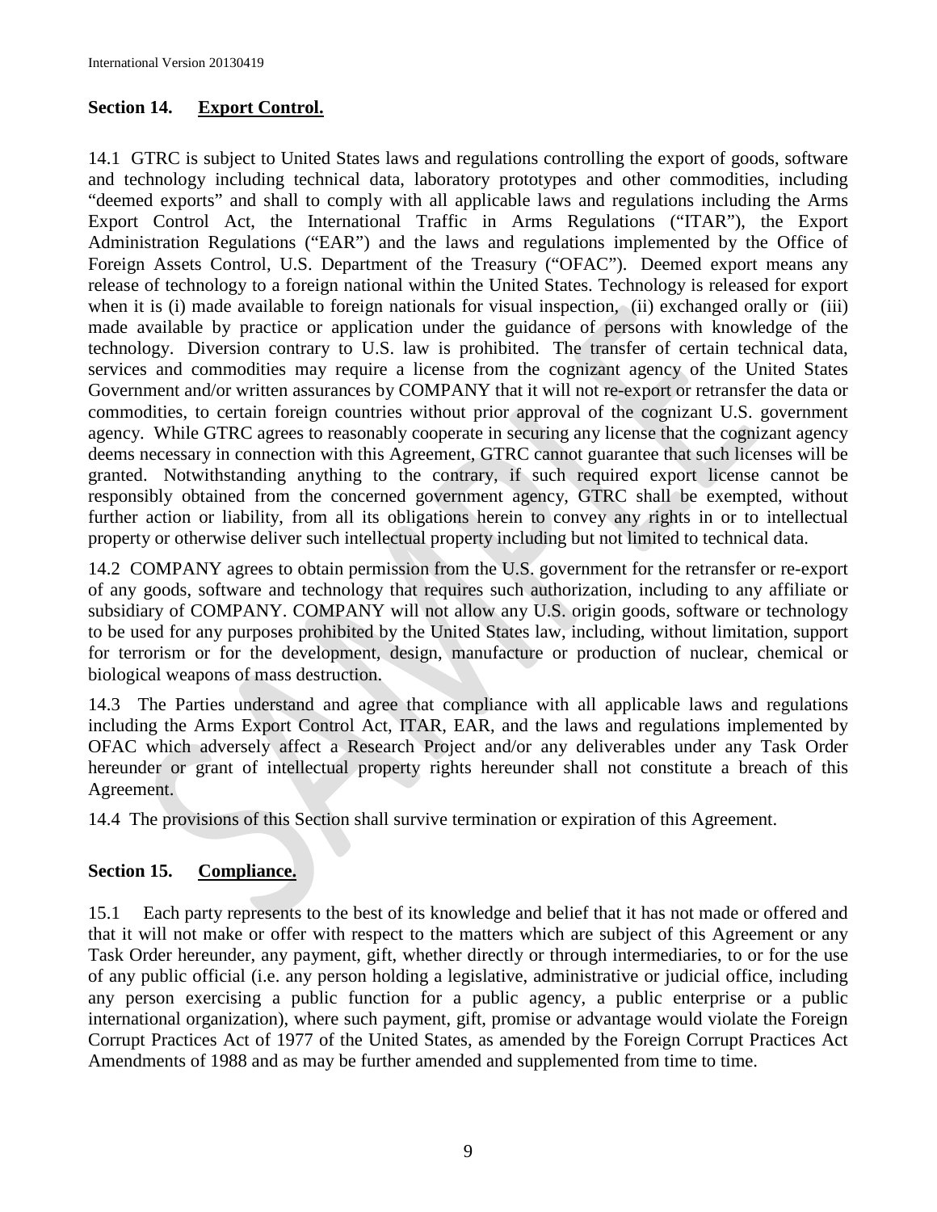## Section 14. <u>Export Control.</u>

14.1 GTRC is subject to United States laws and regulations controlling the export of goods, software and technology including technical data, laboratory prototypes and other commodities, including "deemed exports" and shall to comply with all applicable laws and regulations including the Arms Export Control Act, the International Traffic in Arms Regulations ("ITAR"), the Export Administration Regulations ("EAR") and the laws and regulations implemented by the Office of Foreign Assets Control, U.S. Department of the Treasury ("OFAC"). Deemed export means any release of technology to a foreign national within the United States. Technology is released for export when it is (i) made available to foreign nationals for visual inspection, (ii) exchanged orally or (iii) made available by practice or application under the guidance of persons with knowledge of the technology. Diversion contrary to U.S. law is prohibited. The transfer of certain technical data, services and commodities may require a license from the cognizant agency of the United States Government and/or written assurances by COMPANY that it will not re-export or retransfer the data or commodities, to certain foreign countries without prior approval of the cognizant U.S. government agency. While GTRC agrees to reasonably cooperate in securing any license that the cognizant agency deems necessary in connection with this Agreement, GTRC cannot guarantee that such licenses will be granted. Notwithstanding anything to the contrary, if such required export license cannot be responsibly obtained from the concerned government agency, GTRC shall be exempted, without further action or liability, from all its obligations herein to convey any rights in or to intellectual property or otherwise deliver such intellectual property including but not limited to technical data.

14.2 COMPANY agrees to obtain permission from the U.S. government for the retransfer or re-export of any goods, software and technology that requires such authorization, including to any affiliate or subsidiary of COMPANY. COMPANY will not allow any U.S. origin goods, software or technology to be used for any purposes prohibited by the United States law, including, without limitation, support for terrorism or for the development, design, manufacture or production of nuclear, chemical or biological weapons of mass destruction.

14.3 The Parties understand and agree that compliance with all applicable laws and regulations including the Arms Export Control Act, ITAR, EAR, and the laws and regulations implemented by OFAC which adversely affect a Research Project and/or any deliverables under any Task Order hereunder or grant of intellectual property rights hereunder shall not constitute a breach of this Agreement.

14.4 The provisions of this Section shall survive termination or expiration of this Agreement.

## Section 15. <u>Compliance.</u>

15.1 Each party represents to the best of its knowledge and belief that it has not made or offered and that it will not make or offer with respect to the matters which are subject of this Agreement or any Task Order hereunder, any payment, gift, whether directly or through intermediaries, to or for the use of any public official (i.e. any person holding a legislative, administrative or judicial office, including any person exercising a public function for a public agency, a public enterprise or a public international organization), where such payment, gift, promise or advantage would violate the Foreign Corrupt Practices Act of 1977 of the United States, as amended by the Foreign Corrupt Practices Act Amendments of 1988 and as may be further amended and supplemented from time to time.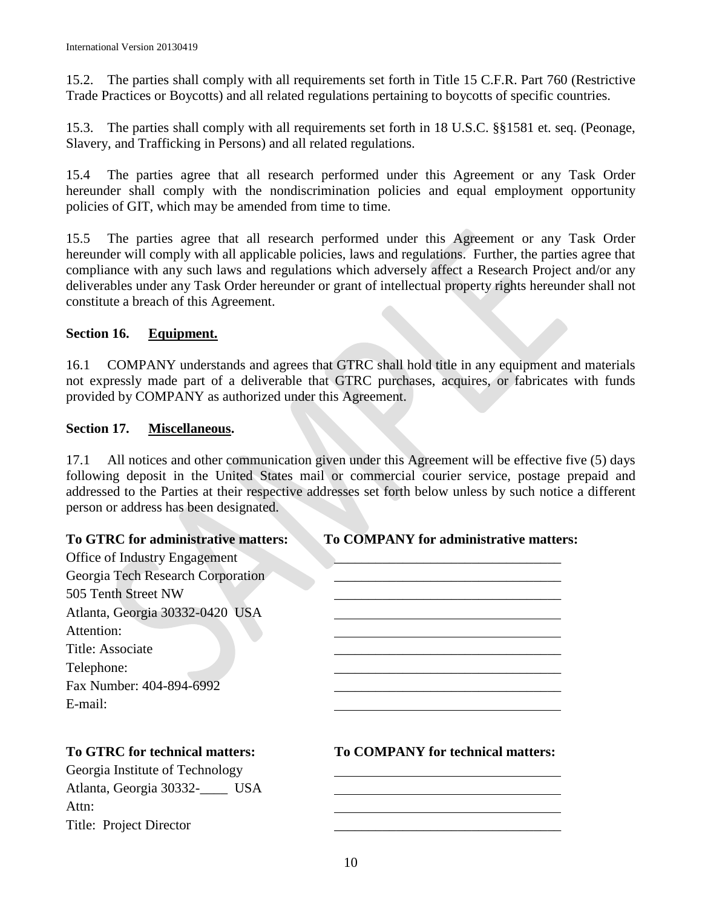15.2. The parties shall comply with all requirements set forth in Title 15 C.F.R. Part 760 (Restrictive Trade Practices or Boycotts) and all related regulations pertaining to boycotts of specific countries.

15.3. The parties shall comply with all requirements set forth in 18 U.S.C. §§1581 et. seq. (Peonage, Slavery, and Trafficking in Persons) and all related regulations.

15.4 The parties agree that all research performed under this Agreement or any Task Order hereunder shall comply with the nondiscrimination policies and equal employment opportunity policies of GIT, which may be amended from time to time.

15.5 The parties agree that all research performed under this Agreement or any Task Order hereunder will comply with all applicable policies, laws and regulations. Further, the parties agree that compliance with any such laws and regulations which adversely affect a Research Project and/or any deliverables under any Task Order hereunder or grant of intellectual property rights hereunder shall not constitute a breach of this Agreement.

**Section 16. Equipment.**

16.1 COMPANY understands and agrees that GTRC shall hold title in any equipment and materials not expressly made part of a deliverable that GTRC purchases, acquires, or fabricates with funds provided by COMPANY as authorized under this Agreement.

**Section 17. Miscellaneous.**

17.1 All notices and other communication given under this Agreement will be effective five (5) days following deposit in the United States mail or commercial courier service, postage prepaid and addressed to the Parties at their respective addresses set forth below unless by such notice a different person or address has been designated.

| **To GTRC for administrative matters:** | **To COMPANY for administrative matters:** |
|---|---|
| Office of Industry Engagement | ________________________________ |
| Georgia Tech Research Corporation | ________________________________ |
| 505 Tenth Street NW | ________________________________ |
| Atlanta, Georgia 30332-0420 USA | ________________________________ |
| Attention: | ________________________________ |
| Title: Associate | ________________________________ |
| Telephone: | ________________________________ |
| Fax Number: 404-894-6992 | ________________________________ |
| E-mail: | ________________________________ |

| **To GTRC for technical matters:** | **To COMPANY for technical matters:** |
|---|---|
| Georgia Institute of Technology | ________________________________ |
| Atlanta, Georgia 30332-____ USA | ________________________________ |
| Attn: | ________________________________ |
| Title: Project Director | ________________________________ |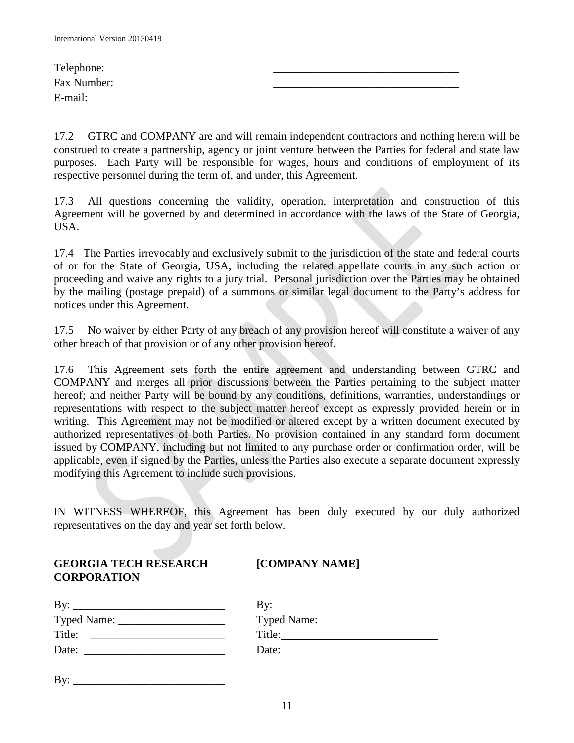Telephone: \_\_\_\_\_\_\_\_\_\_\_\_\_\_\_\_\_\_\_\_\_\_\_\_\_\_\_\_\_\_\_\_\_

Fax Number: \_\_\_\_\_\_\_\_\_\_\_\_\_\_\_\_\_\_\_\_\_\_\_\_\_\_\_\_\_\_\_\_\_

E-mail: \_\_\_\_\_\_\_\_\_\_\_\_\_\_\_\_\_\_\_\_\_\_\_\_\_\_\_\_\_\_\_\_\_

17.2 GTRC and COMPANY are and will remain independent contractors and nothing herein will be construed to create a partnership, agency or joint venture between the Parties for federal and state law purposes. Each Party will be responsible for wages, hours and conditions of employment of its respective personnel during the term of, and under, this Agreement.

17.3 All questions concerning the validity, operation, interpretation and construction of this Agreement will be governed by and determined in accordance with the laws of the State of Georgia, USA.

17.4 The Parties irrevocably and exclusively submit to the jurisdiction of the state and federal courts of or for the State of Georgia, USA, including the related appellate courts in any such action or proceeding and waive any rights to a jury trial. Personal jurisdiction over the Parties may be obtained by the mailing (postage prepaid) of a summons or similar legal document to the Party's address for notices under this Agreement.

17.5 No waiver by either Party of any breach of any provision hereof will constitute a waiver of any other breach of that provision or of any other provision hereof.

17.6 This Agreement sets forth the entire agreement and understanding between GTRC and COMPANY and merges all prior discussions between the Parties pertaining to the subject matter hereof; and neither Party will be bound by any conditions, definitions, warranties, understandings or representations with respect to the subject matter hereof except as expressly provided herein or in writing. This Agreement may not be modified or altered except by a written document executed by authorized representatives of both Parties. No provision contained in any standard form document issued by COMPANY, including but not limited to any purchase order or confirmation order, will be applicable, even if signed by the Parties, unless the Parties also execute a separate document expressly modifying this Agreement to include such provisions.

IN WITNESS WHEREOF, this Agreement has been duly executed by our duly authorized representatives on the day and year set forth below.

| **GEORGIA TECH RESEARCH CORPORATION** | **[COMPANY NAME]** |
|---|---|
| By: \_\_\_\_\_\_\_\_\_\_\_\_\_\_\_\_\_\_\_\_\_\_\_\_\_\_\_ | By: \_\_\_\_\_\_\_\_\_\_\_\_\_\_\_\_\_\_\_\_\_\_\_\_\_\_\_\_\_\_ |
| Typed Name: \_\_\_\_\_\_\_\_\_\_\_\_\_\_\_\_\_\_\_ | Typed Name: \_\_\_\_\_\_\_\_\_\_\_\_\_\_\_\_\_\_\_\_\_\_ |
| Title: \_\_\_\_\_\_\_\_\_\_\_\_\_\_\_\_\_\_\_\_\_\_\_\_\_ | Title: \_\_\_\_\_\_\_\_\_\_\_\_\_\_\_\_\_\_\_\_\_\_\_\_\_\_\_\_\_ |
| Date: \_\_\_\_\_\_\_\_\_\_\_\_\_\_\_\_\_\_\_\_\_\_\_\_\_ | Date: \_\_\_\_\_\_\_\_\_\_\_\_\_\_\_\_\_\_\_\_\_\_\_\_\_\_\_\_\_ |
| By: \_\_\_\_\_\_\_\_\_\_\_\_\_\_\_\_\_\_\_\_\_\_\_\_\_\_\_ | |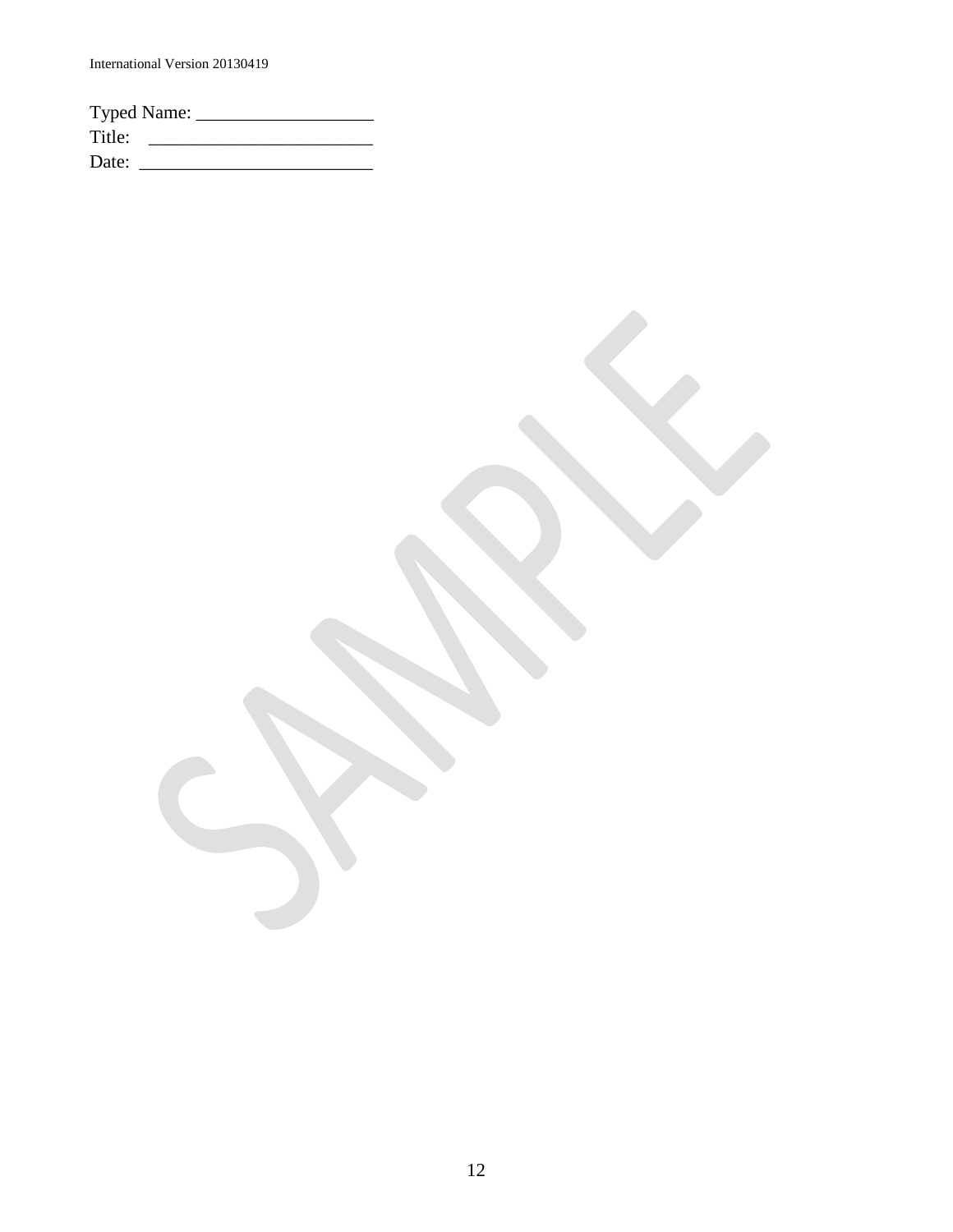Typed Name: __________________
Title: _______________________
Date: ________________________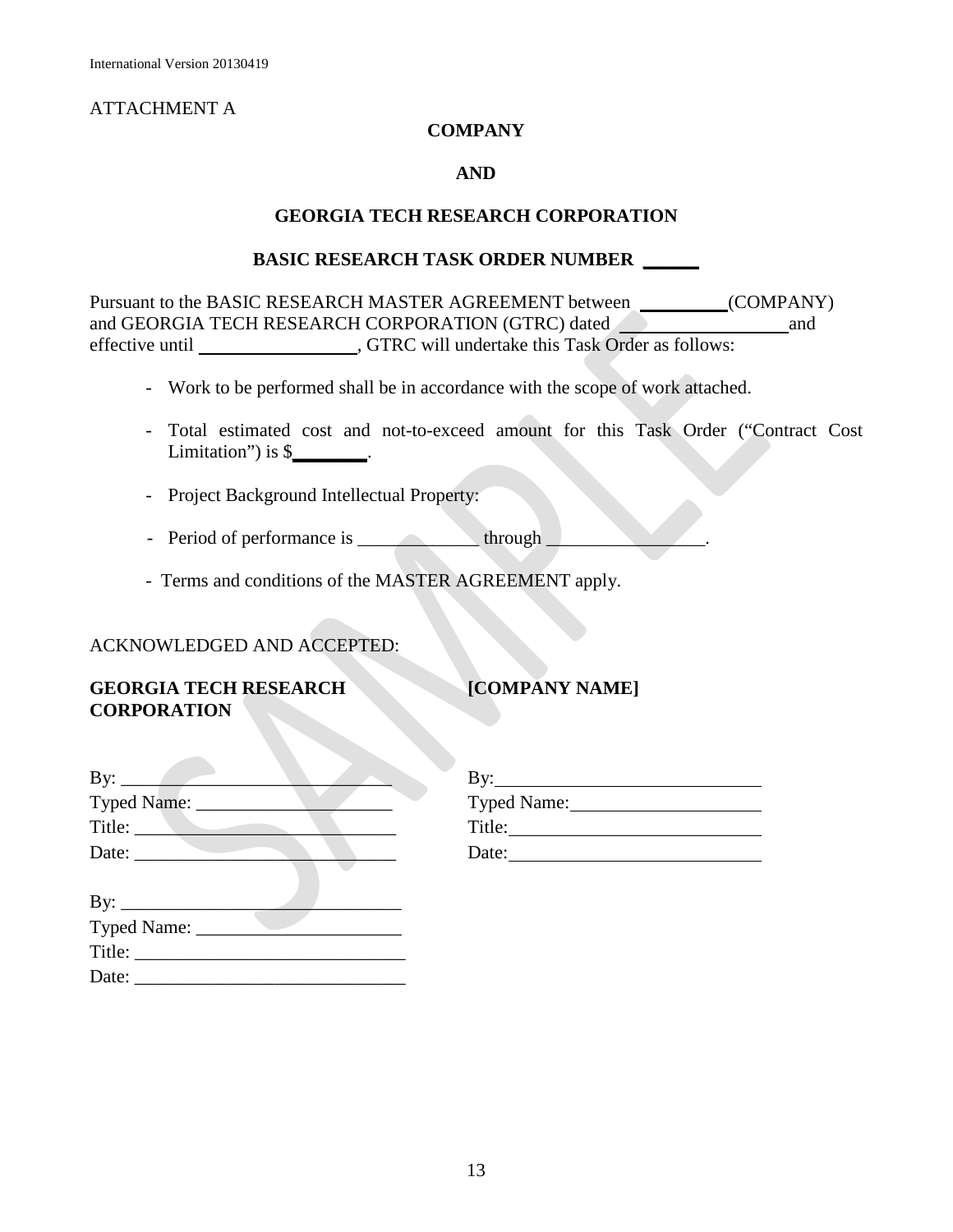ATTACHMENT A

**COMPANY**

**AND**

**GEORGIA TECH RESEARCH CORPORATION**

**BASIC RESEARCH TASK ORDER NUMBER ______**

Pursuant to the BASIC RESEARCH MASTER AGREEMENT between __________(COMPANY) and GEORGIA TECH RESEARCH CORPORATION (GTRC) dated __________________ and effective until __________________, GTRC will undertake this Task Order as follows:

- Work to be performed shall be in accordance with the scope of work attached.
- Total estimated cost and not-to-exceed amount for this Task Order ("Contract Cost Limitation") is $_________.
- Project Background Intellectual Property:
- Period of performance is _____________ through _________________.
- Terms and conditions of the MASTER AGREEMENT apply.

ACKNOWLEDGED AND ACCEPTED:

**GEORGIA TECH RESEARCH CORPORATION**

By: ______________________________
Typed Name: ______________________
Title: ____________________________
Date: ____________________________

By: ______________________________
Typed Name: ______________________
Title: ____________________________
Date: ____________________________

**[COMPANY NAME]**

By: ______________________________
Typed Name: ______________________
Title: ____________________________
Date: ____________________________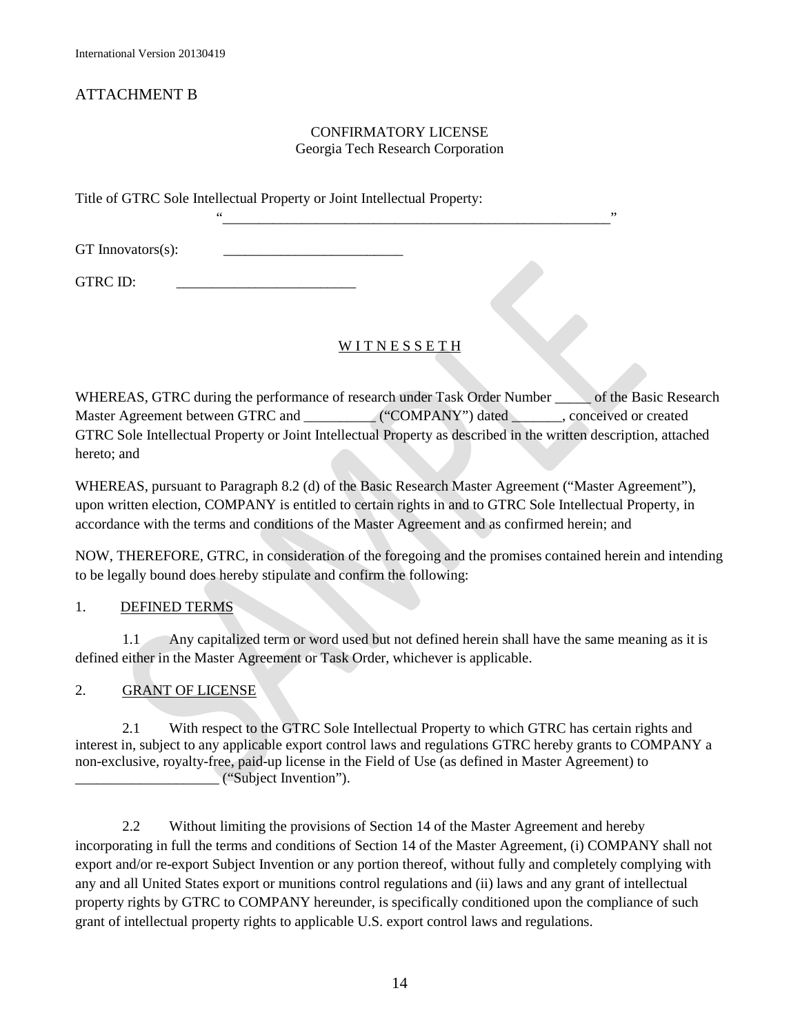# ATTACHMENT B

CONFIRMATORY LICENSE
Georgia Tech Research Corporation

Title of GTRC Sole Intellectual Property or Joint Intellectual Property:
"_______________________________________________________"

GT Innovators(s): _________________________

GTRC ID: _________________________

## W I T N E S S E T H

WHEREAS, GTRC during the performance of research under Task Order Number _____ of the Basic Research Master Agreement between GTRC and __________ ("COMPANY") dated _______, conceived or created GTRC Sole Intellectual Property or Joint Intellectual Property as described in the written description, attached hereto; and

WHEREAS, pursuant to Paragraph 8.2 (d) of the Basic Research Master Agreement ("Master Agreement"), upon written election, COMPANY is entitled to certain rights in and to GTRC Sole Intellectual Property, in accordance with the terms and conditions of the Master Agreement and as confirmed herein; and

NOW, THEREFORE, GTRC, in consideration of the foregoing and the promises contained herein and intending to be legally bound does hereby stipulate and confirm the following:

1. DEFINED TERMS

1.1 Any capitalized term or word used but not defined herein shall have the same meaning as it is defined either in the Master Agreement or Task Order, whichever is applicable.

2. GRANT OF LICENSE

2.1 With respect to the GTRC Sole Intellectual Property to which GTRC has certain rights and interest in, subject to any applicable export control laws and regulations GTRC hereby grants to COMPANY a non-exclusive, royalty-free, paid-up license in the Field of Use (as defined in Master Agreement) to ____________________ ("Subject Invention").

2.2 Without limiting the provisions of Section 14 of the Master Agreement and hereby incorporating in full the terms and conditions of Section 14 of the Master Agreement, (i) COMPANY shall not export and/or re-export Subject Invention or any portion thereof, without fully and completely complying with any and all United States export or munitions control regulations and (ii) laws and any grant of intellectual property rights by GTRC to COMPANY hereunder, is specifically conditioned upon the compliance of such grant of intellectual property rights to applicable U.S. export control laws and regulations.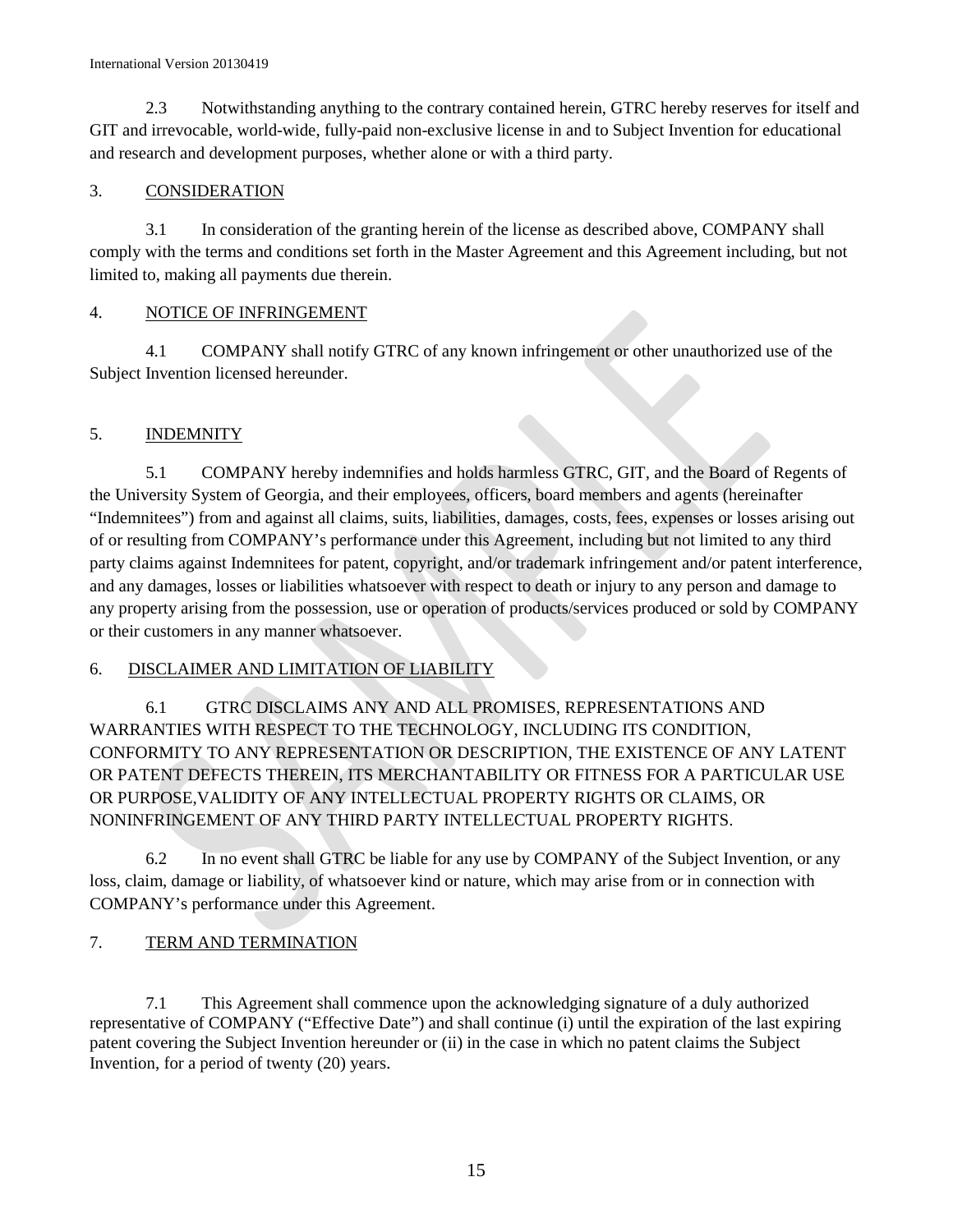2.3 Notwithstanding anything to the contrary contained herein, GTRC hereby reserves for itself and GIT and irrevocable, world-wide, fully-paid non-exclusive license in and to Subject Invention for educational and research and development purposes, whether alone or with a third party.

3. CONSIDERATION

3.1 In consideration of the granting herein of the license as described above, COMPANY shall comply with the terms and conditions set forth in the Master Agreement and this Agreement including, but not limited to, making all payments due therein.

4. NOTICE OF INFRINGEMENT

4.1 COMPANY shall notify GTRC of any known infringement or other unauthorized use of the Subject Invention licensed hereunder.

5. INDEMNITY

5.1 COMPANY hereby indemnifies and holds harmless GTRC, GIT, and the Board of Regents of the University System of Georgia, and their employees, officers, board members and agents (hereinafter "Indemnitees") from and against all claims, suits, liabilities, damages, costs, fees, expenses or losses arising out of or resulting from COMPANY's performance under this Agreement, including but not limited to any third party claims against Indemnitees for patent, copyright, and/or trademark infringement and/or patent interference, and any damages, losses or liabilities whatsoever with respect to death or injury to any person and damage to any property arising from the possession, use or operation of products/services produced or sold by COMPANY or their customers in any manner whatsoever.

6. DISCLAIMER AND LIMITATION OF LIABILITY

6.1 GTRC DISCLAIMS ANY AND ALL PROMISES, REPRESENTATIONS AND WARRANTIES WITH RESPECT TO THE TECHNOLOGY, INCLUDING ITS CONDITION, CONFORMITY TO ANY REPRESENTATION OR DESCRIPTION, THE EXISTENCE OF ANY LATENT OR PATENT DEFECTS THEREIN, ITS MERCHANTABILITY OR FITNESS FOR A PARTICULAR USE OR PURPOSE,VALIDITY OF ANY INTELLECTUAL PROPERTY RIGHTS OR CLAIMS, OR NONINFRINGEMENT OF ANY THIRD PARTY INTELLECTUAL PROPERTY RIGHTS.

6.2 In no event shall GTRC be liable for any use by COMPANY of the Subject Invention, or any loss, claim, damage or liability, of whatsoever kind or nature, which may arise from or in connection with COMPANY's performance under this Agreement.

7. TERM AND TERMINATION

7.1 This Agreement shall commence upon the acknowledging signature of a duly authorized representative of COMPANY ("Effective Date") and shall continue (i) until the expiration of the last expiring patent covering the Subject Invention hereunder or (ii) in the case in which no patent claims the Subject Invention, for a period of twenty (20) years.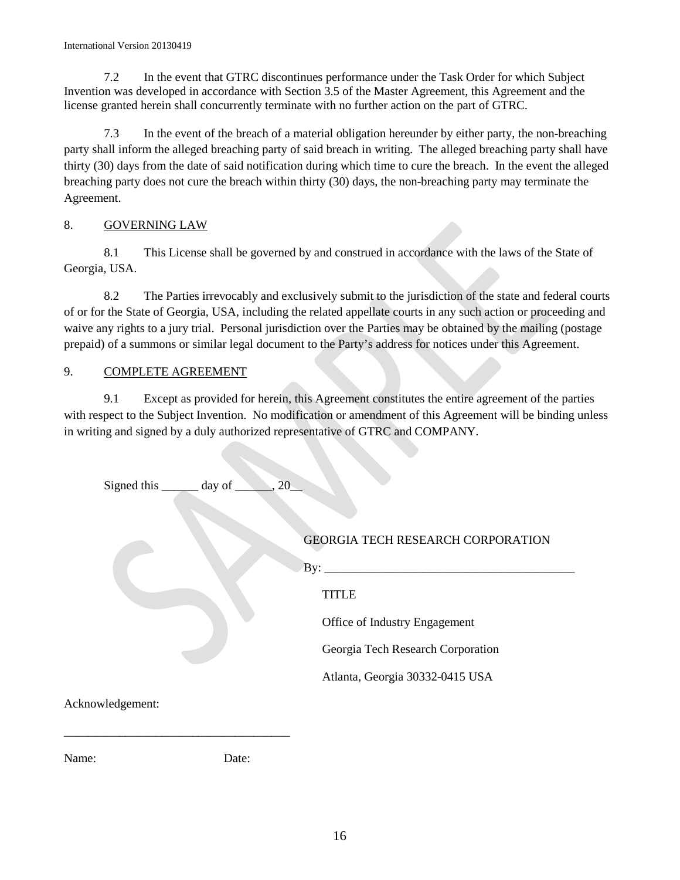7.2 In the event that GTRC discontinues performance under the Task Order for which Subject Invention was developed in accordance with Section 3.5 of the Master Agreement, this Agreement and the license granted herein shall concurrently terminate with no further action on the part of GTRC.

7.3 In the event of the breach of a material obligation hereunder by either party, the non-breaching party shall inform the alleged breaching party of said breach in writing. The alleged breaching party shall have thirty (30) days from the date of said notification during which time to cure the breach. In the event the alleged breaching party does not cure the breach within thirty (30) days, the non-breaching party may terminate the Agreement.

## 8. GOVERNING LAW

8.1 This License shall be governed by and construed in accordance with the laws of the State of Georgia, USA.

8.2 The Parties irrevocably and exclusively submit to the jurisdiction of the state and federal courts of or for the State of Georgia, USA, including the related appellate courts in any such action or proceeding and waive any rights to a jury trial. Personal jurisdiction over the Parties may be obtained by the mailing (postage prepaid) of a summons or similar legal document to the Party's address for notices under this Agreement.

## 9. COMPLETE AGREEMENT

9.1 Except as provided for herein, this Agreement constitutes the entire agreement of the parties with respect to the Subject Invention. No modification or amendment of this Agreement will be binding unless in writing and signed by a duly authorized representative of GTRC and COMPANY.

Signed this ______ day of ______, 20__

GEORGIA TECH RESEARCH CORPORATION

By: ___________________________________________

TITLE

Office of Industry Engagement

Georgia Tech Research Corporation

Atlanta, Georgia 30332-0415 USA

Acknowledgement:

______________________________________

Name: Date: